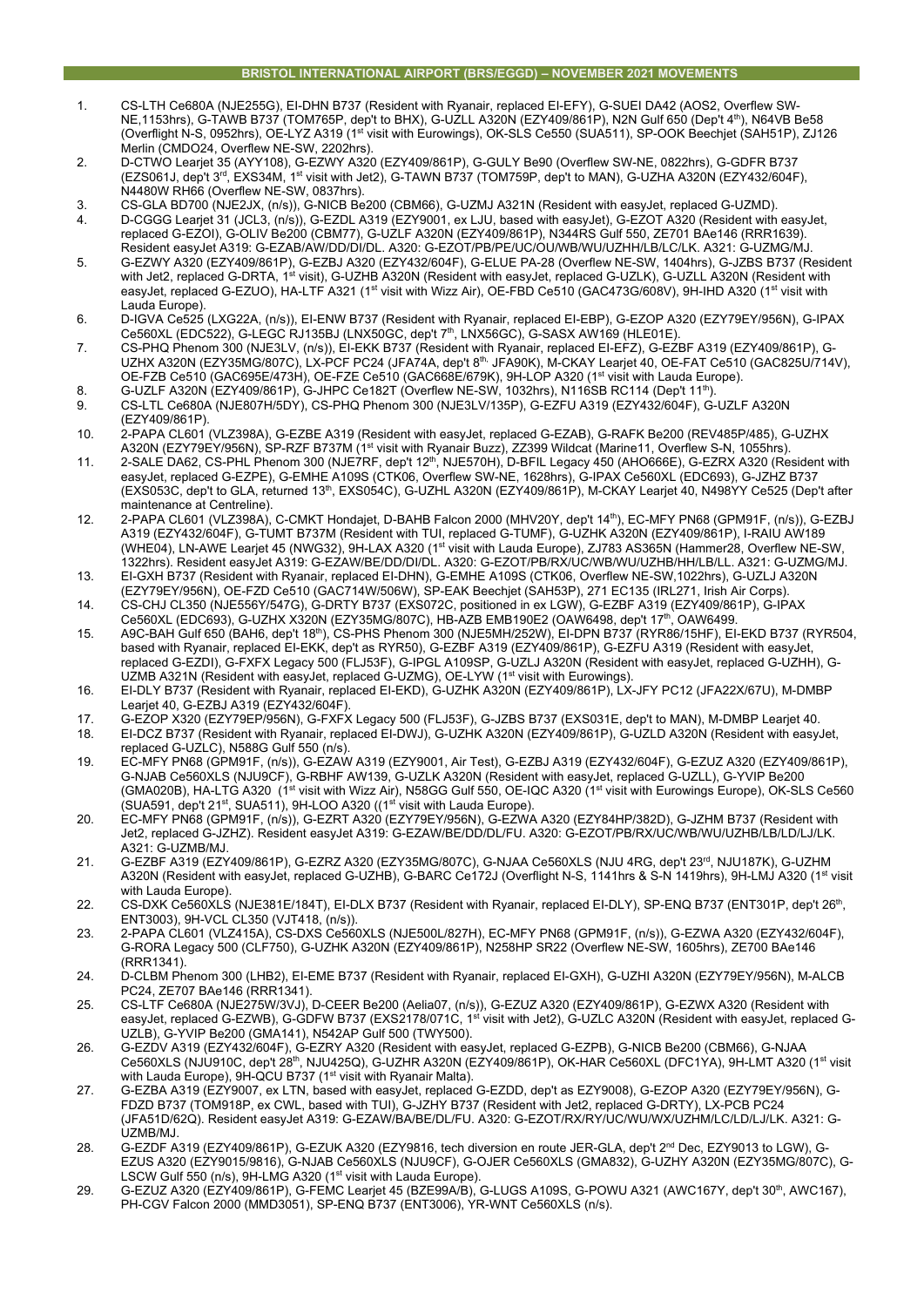## BRISTOL INTERNATIONAL AIRPORT (BRS/EGGD) – NOVEMBER 2021 MOVEMENTS

1. CS-LTH Ce680A (NJE255G), EI-DHN B737 (Resident with Ryanair, replaced EI-EFY), G-SUEI DA42 (AOS2, Overflew SW-NE,1153hrs), G-TAWB B737 (TOM765P, dep't to BHX), G-UZLL A320N (EZY409/861P), N2N Gulf 650 (Dep't 4th), N64VB Be58 (Overflight N-S, 0952hrs), OE-LYZ A319 (1st visit with Eurowings), OK-SLS Ce550 (SUA511), SP-OOK Beechjet (SAH51P), ZJ126 Merlin (CMDO24, Overflew NE-SW, 2202hrs).
2. D-CTWO Learjet 35 (AYY108), G-EZWY A320 (EZY409/861P), G-GULY Be90 (Overflew SW-NE, 0822hrs), G-GDFR B737 (EZS061J, dep't 3rd, EXS34M, 1st visit with Jet2), G-TAWN B737 (TOM759P, dep't to MAN), G-UZHA A320N (EZY432/604F), N4480W RH66 (Overflew NE-SW, 0837hrs).
3. CS-GLA BD700 (NJE2JX, (n/s)), G-NICB Be200 (CBM66), G-UZMJ A321N (Resident with easyJet, replaced G-UZMD).
4. D-CGGG Learjet 31 (JCL3, (n/s)), G-EZDL A319 (EZY9001, ex LJU, based with easyJet), G-EZOT A320 (Resident with easyJet, replaced G-EZOI), G-OLIV Be200 (CBM77), G-UZLF A320N (EZY409/861P), N344RS Gulf 550, ZE701 BAe146 (RRR1639). Resident easyJet A319: G-EZAB/AW/DD/DI/DL. A320: G-EZOT/PB/PE/UC/OU/WB/WU/UZHH/LB/LC/LK. A321: G-UZMG/MJ.
5. G-EZWY A320 (EZY409/861P), G-EZBJ A320 (EZY432/604F), G-ELUE PA-28 (Overflew NE-SW, 1404hrs), G-JZBS B737 (Resident with Jet2, replaced G-DRTA, 1st visit), G-UZHB A320N (Resident with easyJet, replaced G-UZLK), G-UZLL A320N (Resident with easyJet, replaced G-EZUO), HA-LTF A321 (1st visit with Wizz Air), OE-FBD Ce510 (GAC473G/608V), 9H-IHD A320 (1st visit with Lauda Europe).
6. D-IGVA Ce525 (LXG22A, (n/s)), EI-ENW B737 (Resident with Ryanair, replaced EI-EBP), G-EZOP A320 (EZY79EY/956N), G-IPAX Ce560XL (EDC522), G-LEGC RJ135BJ (LNX50GC, dep't 7th, LNX56GC), G-SASX AW169 (HLE01E).
7. CS-PHQ Phenom 300 (NJE3LV, (n/s)), EI-EKK B737 (Resident with Ryanair, replaced EI-EFZ), G-EZBF A319 (EZY409/861P), G-UZHX A320N (EZY35MG/807C), LX-PCF PC24 (JFA74A, dep't 8th, JFA90K), M-CKAY Learjet 40, OE-FAT Ce510 (GAC825U/714V), OE-FZB Ce510 (GAC695E/473H), OE-FZE Ce510 (GAC668E/679K), 9H-LOP A320 (1st visit with Lauda Europe).
8. G-UZLF A320N (EZY409/861P), G-JHPC Ce182T (Overflew NE-SW, 1032hrs), N116SB RC114 (Dep't 11th).
9. CS-LTL Ce680A (NJE807H/5DY), CS-PHQ Phenom 300 (NJE3LV/135P), G-EZFU A319 (EZY432/604F), G-UZLF A320N (EZY409/861P).
10. 2-PAPA CL601 (VLZ398A), G-EZBE A319 (Resident with easyJet, replaced G-EZAB), G-RAFK Be200 (REV485P/485), G-UZHX A320N (EZY79EY/956N), SP-RZF B737M (1st visit with Ryanair Buzz), ZZ399 Wildcat (Marine11, Overflew S-N, 1055hrs).
11. 2-SALE DA62, CS-PHL Phenom 300 (NJE7RF, dep't 12th, NJE570H), D-BFIL Legacy 450 (AHO666E), G-EZRX A320 (Resident with easyJet, replaced G-EZPE), G-EMHE A109S (CTK06, Overflew SW-NE, 1628hrs), G-IPAX Ce560XL (EDC693), G-JZHZ B737 (EXS053C, dep't to GLA, returned 13th, EXS054C), G-UZHL A320N (EZY409/861P), M-CKAY Learjet 40, N498YY Ce525 (Dep't after maintenance at Centreline).
12. 2-PAPA CL601 (VLZ398A), C-CMKT Hondajet, D-BAHB Falcon 2000 (MHV20Y, dep't 14th), EC-MFY PN68 (GPM91F, (n/s)), G-EZBJ A319 (EZY432/604F), G-TUMT B737M (Resident with TUI, replaced G-TUMF), G-UZHK A320N (EZY409/861P), I-RAIU AW189 (WHE04), LN-AWE Learjet 45 (NWG32), 9H-LAX A320 (1st visit with Lauda Europe), ZJ783 AS365N (Hammer28, Overflew NE-SW, 1322hrs). Resident easyJet A319: G-EZAW/BE/DD/DI/DL. A320: G-EZOT/PB/RX/UC/WB/WU/UZHB/HH/LB/LL. A321: G-UZMG/MJ.
13. EI-GXH B737 (Resident with Ryanair, replaced EI-DHN), G-EMHE A109S (CTK06, Overflew NE-SW,1022hrs), G-UZLJ A320N (EZY79EY/956N), OE-FZD Ce510 (GAC714W/506W), SP-EAK Beechjet (SAH53P), 271 EC135 (IRL271, Irish Air Corps).
14. CS-CHJ CL350 (NJE556Y/547G), G-DRTY B737 (EXS072C, positioned in ex LGW), G-EZBF A319 (EZY409/861P), G-IPAX Ce560XL (EDC693), G-UZHX X320N (EZY35MG/807C), HB-AZB EMB190E2 (OAW6498, dep't 17th, OAW6499.
15. A9C-BAH Gulf 650 (BAH6, dep't 18th), CS-PHS Phenom 300 (NJE5MH/252W), EI-DPN B737 (RYR86/15HF), EI-EKD B737 (RYR504, based with Ryanair, replaced EI-EKK, dep't as RYR50), G-EZBF A319 (EZY409/861P), G-EZFU A319 (Resident with easyJet, replaced G-EZDI), G-FXFX Legacy 500 (FLJ53F), G-UZLJ A320N (Resident with easyJet, replaced G-UZHH), G-UZMB A321N (Resident with easyJet, replaced G-UZMG), OE-LYW (1st visit with Eurowings).
16. EI-DLY B737 (Resident with Ryanair, replaced EI-EKD), G-UZHK A320N (EZY409/861P), LX-JFY PC12 (JFA22X/67U), M-DMBP Learjet 40, G-EZBJ A319 (EZY432/604F).
17. G-EZOP X320 (EZY79EP/956N), G-FXFX Legacy 500 (FLJ53F), G-JZBS B737 (EXS031E, dep't to MAN), M-DMBP Learjet 40.
18. EI-DCZ B737 (Resident with Ryanair, replaced EI-DWJ), G-UZHK A320N (EZY409/861P), G-UZLD A320N (Resident with easyJet, replaced G-UZLC), N588G Gulf 550 (n/s).
19. EC-MFY PN68 (GPM91F, (n/s)), G-EZAW A319 (EZY9001, Air Test), G-EZBJ A319 (EZY432/604F), G-EZUZ A320 (EZY409/861P), G-NJAB Ce560XLS (NJU9CF), G-RBHF AW139, G-UZLK A320N (Resident with easyJet, replaced G-UZLL), G-YVIP Be200 (GMA020B), HA-LTG A320 (1st visit with Wizz Air), N58GG Gulf 550, OE-IQC A320 (1st visit with Eurowings Europe), OK-SLS Ce560 (SUA591, dep't 21st, SUA511), 9H-LOO A320 ((1st visit with Lauda Europe).
20. EC-MFY PN68 (GPM91F, (n/s)), G-EZRT A320 (EZY79EY/956N), G-EZWA A320 (EZY84HP/382D), G-JZHM B737 (Resident with Jet2, replaced G-JZHZ). Resident easyJet A319: G-EZAW/BE/DD/DL/FU. A320: G-EZOT/PB/RX/UC/WB/WU/UZHB/LB/LD/LJ/LK. A321: G-UZMB/MJ.
21. G-EZBF A319 (EZY409/861P), G-EZRZ A320 (EZY35MG/807C), G-NJAA Ce560XLS (NJU 4RG, dep't 23rd, NJU187K), G-UZHM A320N (Resident with easyJet, replaced G-UZHB), G-BARC Ce172J (Overflight N-S, 1141hrs & S-N 1419hrs), 9H-LMJ A320 (1st visit with Lauda Europe).
22. CS-DXK Ce560XLS (NJE381E/184T), EI-DLX B737 (Resident with Ryanair, replaced EI-DLY), SP-ENQ B737 (ENT301P, dep't 26th, ENT3003), 9H-VCL CL350 (VJT418, (n/s)).
23. 2-PAPA CL601 (VLZ415A), CS-DXS Ce560XLS (NJE500L/827H), EC-MFY PN68 (GPM91F, (n/s)), G-EZWA A320 (EZY432/604F), G-RORA Legacy 500 (CLF750), G-UZHK A320N (EZY409/861P), N258HP SR22 (Overflew NE-SW, 1605hrs), ZE700 BAe146 (RRR1341).
24. D-CLBM Phenom 300 (LHB2), EI-EME B737 (Resident with Ryanair, replaced EI-GXH), G-UZHI A320N (EZY79EY/956N), M-ALCB PC24, ZE707 BAe146 (RRR1341).
25. CS-LTF Ce680A (NJE275W/3VJ), D-CEER Be200 (Aelia07, (n/s)), G-EZUZ A320 (EZY409/861P), G-EZWX A320 (Resident with easyJet, replaced G-EZWB), G-GDFW B737 (EXS2178/071C, 1st visit with Jet2), G-UZLC A320N (Resident with easyJet, replaced G-UZLB), G-YVIP Be200 (GMA141), N542AP Gulf 500 (TWY500).
26. G-EZDV A319 (EZY432/604F), G-EZRY A320 (Resident with easyJet, replaced G-EZPB), G-NICB Be200 (CBM66), G-NJAA Ce560XLS (NJU910C, dep't 28th, NJU425Q), G-UZHR A320N (EZY409/861P), OK-HAR Ce560XL (DFC1YA), 9H-LMT A320 (1st visit with Lauda Europe), 9H-QCU B737 (1st visit with Ryanair Malta).
27. G-EZBA A319 (EZY9007, ex LTN, based with easyJet, replaced G-EZDD, dep't as EZY9008), G-EZOP A320 (EZY79EY/956N), G-FDZD B737 (TOM918P, ex CWL, based with TUI), G-JZHY B737 (Resident with Jet2, replaced G-DRTY), LX-PCB PC24 (JFA51D/62Q). Resident easyJet A319: G-EZAW/BA/BE/DL/FU. A320: G-EZOT/RX/RY/UC/WU/WX/UZHM/LC/LD/LJ/LK. A321: G-UZMB/MJ.
28. G-EZDF A319 (EZY409/861P), G-EZUK A320 (EZY9816, tech diversion en route JER-GLA, dep't 2nd Dec, EZY9013 to LGW), G-EZUS A320 (EZY9015/9816), G-NJAB Ce560XLS (NJU9CF), G-OJER Ce560XLS (GMA832), G-UZHY A320N (EZY35MG/807C), G-LSCW Gulf 550 (n/s), 9H-LMG A320 (1st visit with Lauda Europe).
29. G-EZUZ A320 (EZY409/861P), G-FEMC Learjet 45 (BZE99A/B), G-LUGS A109S, G-POWU A321 (AWC167Y, dep't 30th, AWC167), PH-CGV Falcon 2000 (MMD3051), SP-ENQ B737 (ENT3006), YR-WNT Ce560XLS (n/s).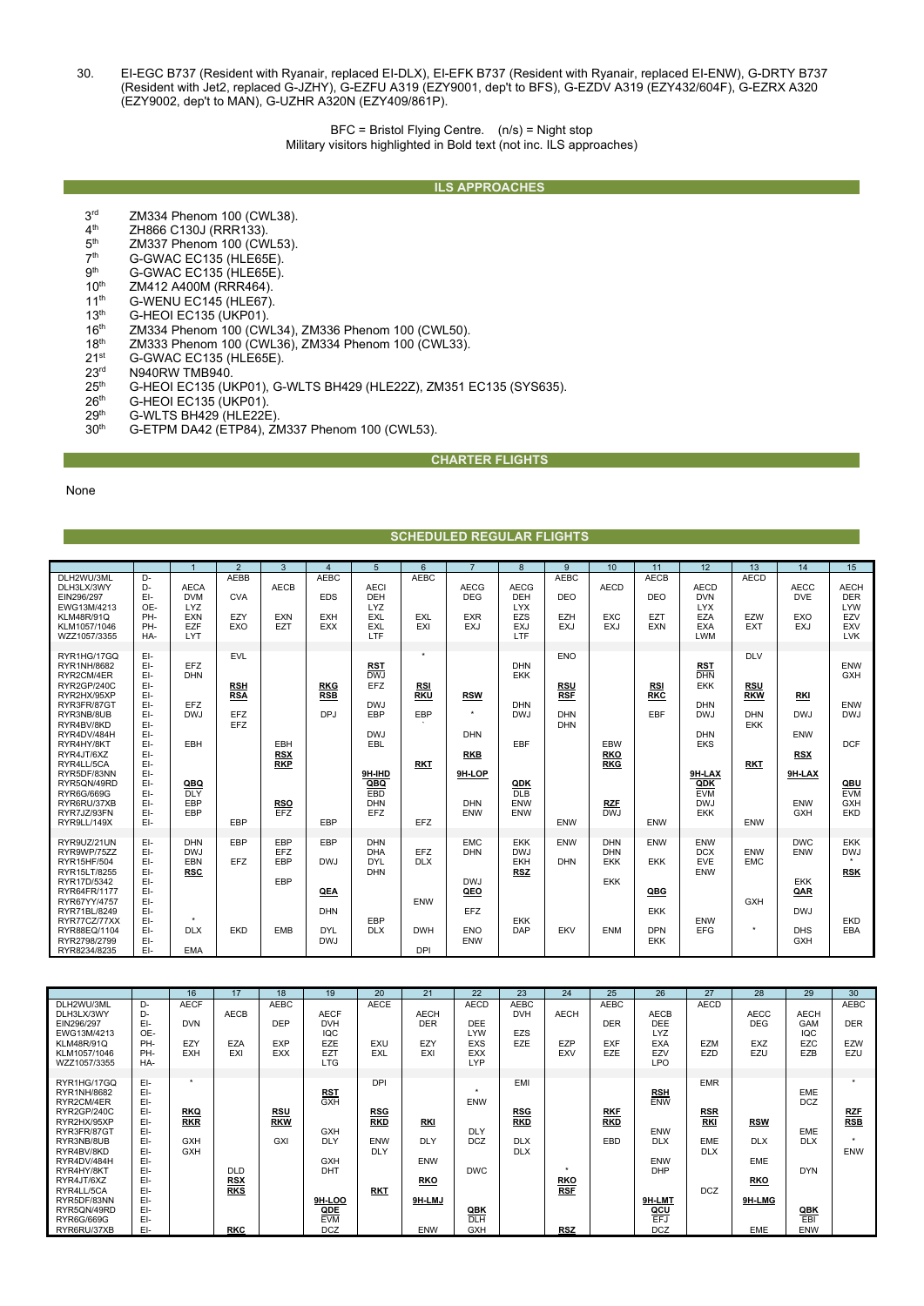30. EI-EGC B737 (Resident with Ryanair, replaced EI-DLX), EI-EFK B737 (Resident with Ryanair, replaced EI-ENW), G-DRTY B737 (Resident with Jet2, replaced G-JZHY), G-EZFU A319 (EZY9001, dep't to BFS), G-EZDV A319 (EZY432/604F), G-EZRX A320 (EZY9002, dep't to MAN), G-UZHR A320N (EZY409/861P).

BFC = Bristol Flying Centre. (n/s) = Night stop
Military visitors highlighted in Bold text (not inc. ILS approaches)

## ILS APPROACHES

- 3rd ZM334 Phenom 100 (CWL38).
- 4th ZH866 C130J (RRR133).
- 5th ZM337 Phenom 100 (CWL53).
- 7th G-GWAC EC135 (HLE65E).
- 9th G-GWAC EC135 (HLE65E).
- 10th ZM412 A400M (RRR464).
- 11th G-WENU EC145 (HLE67).
- 13th G-HEOI EC135 (UKP01).
- 16th ZM334 Phenom 100 (CWL34), ZM336 Phenom 100 (CWL50).
- 18th ZM333 Phenom 100 (CWL36), ZM334 Phenom 100 (CWL33).
- 21st G-GWAC EC135 (HLE65E).
- 23rd N940RW TMB940.
- 25th G-HEOI EC135 (UKP01), G-WLTS BH429 (HLE22Z), ZM351 EC135 (SYS635).
- 26th G-HEOI EC135 (UKP01).
- 29th G-WLTS BH429 (HLE22E).
- 30th G-ETPM DA42 (ETP84), ZM337 Phenom 100 (CWL53).

## CHARTER FLIGHTS

None

## SCHEDULED REGULAR FLIGHTS

| | | 1 | 2 | 3 | 4 | 5 | 6 | 7 | 8 | 9 | 10 | 11 | 12 | 13 | 14 | 15 |
|---|---|---|---|---|---|---|---|---|---|---|---|---|---|---|---|---|
| DLH2WU/3ML | D- | | AEBB | | AEBC | | AEBC | | | AEBC | | AECB | | AECD | | |
| DLH3LX/3WY | D- | AECA | | AECB | | AECI | | AECG | AECG | | AECD | | AECD | | AECC | AECH |
| EIN296/297 | EI- | DVM | CVA | | EDS | DEH | | DEG | DEH | DEO | | DEO | DVN | | DVE | DER |
| EWG13M/4213 | OE- | LYZ | | | | LYZ | | | LYX | | | | LYX | | | LYW |
| KLM48R/91Q | PH- | EXN | EZY | EXN | EXH | EXL | EXL | EXR | EZS | EZH | EXC | EXJ | EZA | EZW | EXO | EZV |
| KLM1057/1046 | PH- | EZF | EXO | EZT | EXX | EXL | EXI | EXJ | EXJ | EXJ | EXJ | EXN | EXA | EXT | EXJ | EXV |
| WZZ1057/3355 | HA- | LYT | | | | LTF | | | LTF | | | | LWM | | | LVK |
| | | | | | | | | | | | | | | | | |
| RYR1HG/17GQ | EI- | | EVL | | | | * | | | ENO | | | | DLV | | |
| RYR1NH/8682 | EI- | EFZ | | | | **RST** | | | DHN | | | | **RST** | | | ENW |
| RYR2CM/4ER | EI- | DHN | | | | DWJ | | | EKK | | | | DHN | | | GXH |
| RYR2GP/240C | EI- | | **RSH** | | **RKG** | EFZ | **RSI** | | | **RSU** | | **RSI** | EKK | **RSU** | | |
| RYR2HX/95XP | EI- | | **RSA** | | **RSB** | | **RKU** | **RSW** | | **RSF** | | **RKC** | | **RKW** | **RKI** | |
| RYR3FR/87GT | EI- | EFZ | | | | DWJ | | | DHN | | | | DHN | | | ENW |
| RYR3NB/8UB | EI- | DWJ | EFZ | | DPJ | EBP | EBP | * | DWJ | DHN | | EBF | DWJ | DHN | DWJ | DWJ |
| RYR4BV/8KD | EI- | | EFZ | | | | ` | | | DHN | | | | EKK | | |
| RYR4DV/484H | EI- | | | | | DWJ | | DHN | | | | | DHN | | ENW | |
| RYR4HY/8KT | EI- | EBH | | EBH | | EBL | | | EBF | | EBW | | EKS | | | DCF |
| RYR4JT/6XZ | EI- | | | **RSX** | | | | **RKB** | | | **RKO** | | | | **RSX** | |
| RYR4LL/5CA | EI- | | | **RKP** | | | **RKT** | | | | **RKG** | | | **RKT** | | |
| RYR5DF/83NN | EI- | | | | | **9H-IHD** | | **9H-LOP** | | | | | **9H-LAX** | | **9H-LAX** | |
| RYR5QN/49RD | EI- | **QBQ** | | | | **QBQ** | | | **QDK** | | | | **QDK** | | | **QBU** |
| RYR6G/669G | EI- | DLY | | | | EBD | | | DLB | | | | EVM | | | EVM |
| RYR6RU/37XB | EI- | EBP | | **RSO** | | DHN | | DHN | ENW | | **RZF** | | DWJ | | ENW | GXH |
| RYR7JZ/93FN | EI- | EBP | | EFZ | | EFZ | | ENW | ENW | | DWJ | | EKK | | GXH | EKD |
| RYR9LL/149X | EI- | | EBP | | EBP | | EFZ | | | ENW | | ENW | | ENW | | |
| | | | | | | | | | | | | | | | | |
| RYR9UZ/21UN | EI- | DHN | EBP | EBP | EBP | DHN | | EMC | EKK | ENW | DHN | ENW | ENW | | DWC | EKK |
| RYR9WP/75ZZ | EI- | DWJ | | EFZ | | DHA | EFZ | DHN | DWJ | | DHN | | DCX | ENW | ENW | DWJ |
| RYR15HF/504 | EI- | EBN | EFZ | EBP | DWJ | DYL | DLX | | EKH | DHN | EKK | EKK | EVE | EMC | | * |
| RYR15LT/8255 | EI- | **RSC** | | | | DHN | | | **RSZ** | | | | ENW | | | **RSK** |
| RYR17D/5342 | EI- | | | EBP | | | | DWJ | | | EKK | | | | EKK | |
| RYR64FR/1177 | EI- | | | | **QEA** | | | **QEO** | | | | **QBG** | | | **QAR** | |
| RYR67YY/4757 | EI- | | | | | | ENW | | | | | | | GXH | | |
| RYR71BL/8249 | EI- | | | | DHN | | | EFZ | | | | EKK | | | DWJ | |
| RYR77CZ/77XX | EI- | * | | | | EBP | | | EKK | | | | ENW | | | EKD |
| RYR88EQ/1104 | EI- | DLX | EKD | EMB | DYL | DLX | DWH | ENO | DAP | EKV | ENM | DPN | EFG | * | DHS | EBA |
| RYR2798/2799 | EI- | | | | DWJ | | | ENW | | | | EKK | | | GXH | |
| RYR8234/8235 | EI- | EMA | | | | | DPI | | | | | | | | | |

| | | 16 | 17 | 18 | 19 | 20 | 21 | 22 | 23 | 24 | 25 | 26 | 27 | 28 | 29 | 30 |
|---|---|---|---|---|---|---|---|---|---|---|---|---|---|---|---|---|
| DLH2WU/3ML | D- | AECF | | AEBC | | AECE | | AECD | AEBC | | AEBC | | AECD | | | AEBC |
| DLH3LX/3WY | D- | | AECB | | AECF | | AECH | | DVH | AECH | | AECB | | AECC | AECH | |
| EIN296/297 | EI- | DVN | | DEP | DVH | | DER | DEE | | | DER | DEE | | DEG | GAM | DER |
| EWG13M/4213 | OE- | | | | IQC | | | LYW | EZS | | | LYZ | | | IQC | |
| KLM48R/91Q | PH- | EZY | EZA | EXP | EZE | EXU | EZY | EXS | EZE | EZP | EXF | EXA | EZM | EXZ | EZC | EZW |
| KLM1057/1046 | PH- | EXH | EXI | EXX | EZT | EXL | EXI | EXX | | EXV | EZE | EZV | EZD | EZU | EZB | EZU |
| WZZ1057/3355 | HA- | | | | LTG | | | LYP | | | | LPO | | | | |
| | | | | | | | | | | | | | | | | |
| RYR1HG/17GQ | EI- | * | | | | DPI | | | EMI | | | | EMR | | | * |
| RYR1NH/8682 | EI- | | | | **RST** | | | * | | | | **RSH** | | | EME | |
| RYR2CM/4ER | EI- | | | | GXH | | | ENW | | | | ENW | | | DCZ | |
| RYR2GP/240C | EI- | **RKQ** | | **RSU** | | **RSG** | | | **RSG** | | **RKF** | | **RSR** | | | **RZF** |
| RYR2HX/95XP | EI- | **RKR** | | **RKW** | | **RKD** | **RKI** | | **RKD** | | **RKD** | | **RKI** | **RSW** | | **RSB** |
| RYR3FR/87GT | EI- | | | | GXH | | | DLY | | | | ENW | | | EME | |
| RYR3NB/8UB | EI- | GXH | | GXI | DLY | ENW | DLY | DCZ | DLX | | EBD | DLX | EME | DLX | DLX | * |
| RYR4BV/8KD | EI- | GXH | | | | DLY | | | DLX | | | | DLX | | | ENW |
| RYR4DV/484H | EI- | | | | GXH | | ENW | | | | | ENW | | EME | | |
| RYR4HY/8KT | EI- | | DLD | | DHT | | | DWC | | * | | DHP | | | DYN | |
| RYR4JT/6XZ | EI- | | **RSX** | | | | **RKO** | | | **RKO** | | | | **RKO** | | |
| RYR4LL/5CA | EI- | | **RKS** | | | **RKT** | | | | **RSF** | | | DCZ | | | |
| RYR5DF/83NN | EI- | | | | **9H-LOO** | | **9H-LMJ** | | | | | **9H-LMT** | | **9H-LMG** | | |
| RYR5QN/49RD | EI- | | | | **QDE** | | | **QBK** | | | | **QCU** | | | **QBK** | |
| RYR6G/669G | EI- | | | | EVM | | | DLH | | | | EFJ | | | EBI | |
| RYR6RU/37XB | EI- | | **RKC** | | DCZ | | ENW | GXH | | **RSZ** | | DCZ | | EME | ENW | |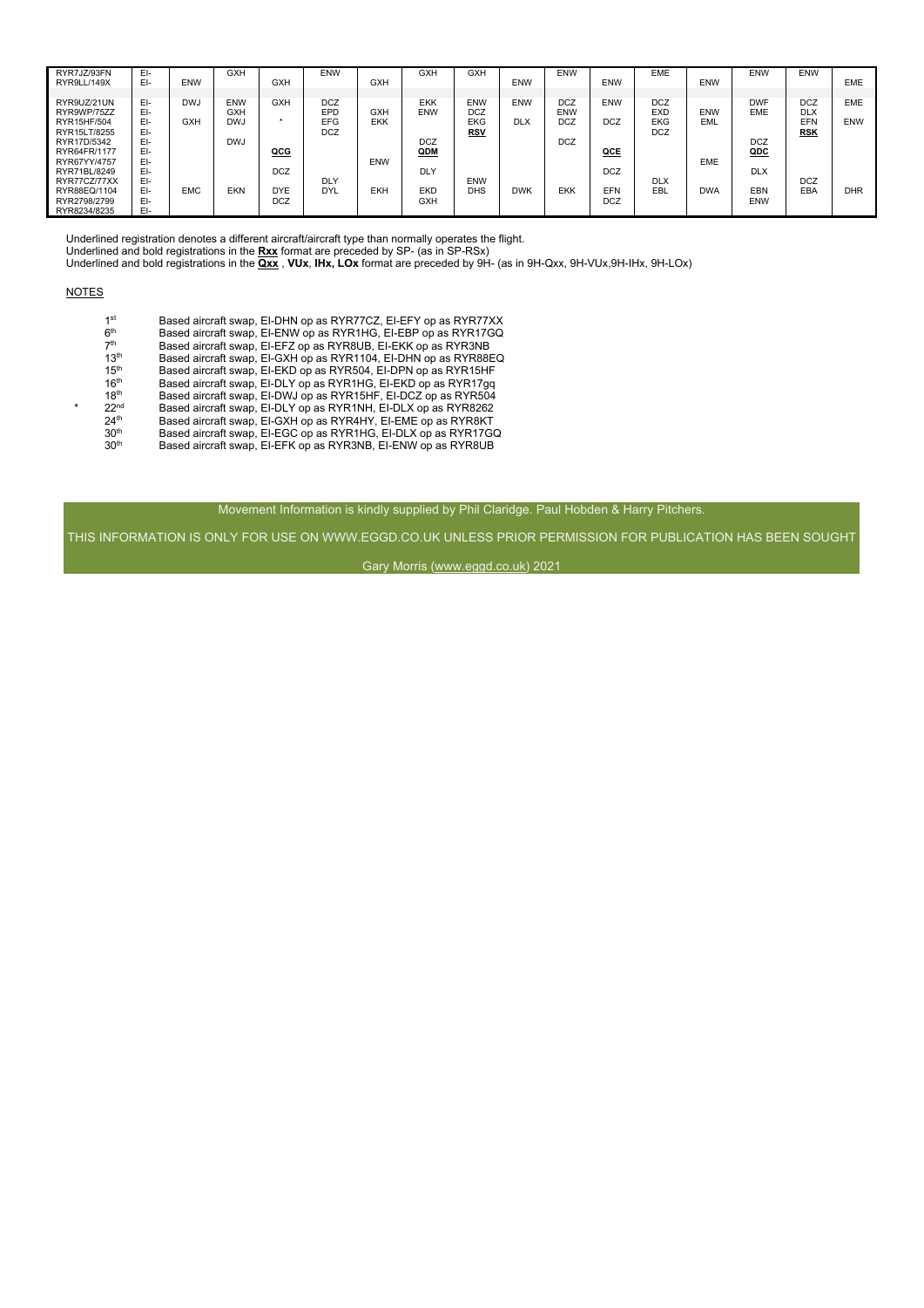| | | | | | | | | | | | | | | | | |
|---|---|---|---|---|---|---|---|---|---|---|---|---|---|---|---|---|
| RYR7JZ/93FN | EI- | | GXH | | ENW | | GXH | GXH | | ENW | | EME | | ENW | ENW | |
| RYR9LL/149X | EI- | ENW | | GXH | | GXH | | | ENW | | ENW | | ENW | | | EME |
| RYR9UZ/21UN | EI- | DWJ | ENW | GXH | DCZ | | EKK | ENW | ENW | DCZ | ENW | DCZ | | DWF | DCZ | EME |
| RYR9WP/75ZZ | EI- | | GXH | * | EPD | | ENW | DCZ | | ENW | | EXD | | EME | DLX | |
| RYR15HF/504 | EI- | GXH | DWJ | | EFG | GXH | | EKG | DLX | DCZ | DCZ | EKG | ENW | | EFN | ENW |
| RYR15LT/8255 | EI- | | | | DCZ | EKK | | **RSV** | | | | DCZ | EML | | **RSK** | |
| RYR17D/5342 | EI- | | DWJ | | | | DCZ | | | DCZ | | | | DCZ | | |
| RYR64FR/1177 | EI- | | | **QCG** | | | **QDM** | | | | **QCE** | | | **QDC** | | |
| RYR67YY/4757 | EI- | | | | | ENW | | | | | | | EME | | | |
| RYR71BL/8249 | EI- | | | DCZ | | | DLY | | | | DCZ | | | DLX | | |
| RYR77CZ/77XX | EI- | | | | DLY | | | ENW | | | | DLX | | | DCZ | |
| RYR88EQ/1104 | EI- | EMC | EKN | DYE | DYL | EKH | EKD | DHS | DWK | EKK | EFN | EBL | DWA | EBN | EBA | DHR |
| RYR2798/2799 | EI- | | | DCZ | | | GXH | | | | DCZ | | | ENW | | |
| RYR8234/8235 | EI- | | | | | | | | | | | | | | | |

Underlined registration denotes a different aircraft/aircraft type than normally operates the flight.
Underlined and bold registrations in the **Rxx** format are preceded by SP- (as in SP-RSx)
Underlined and bold registrations in the **Qxx** , **VUx**, **IHx, LOx** format are preceded by 9H- (as in 9H-Qxx, 9H-VUx,9H-IHx, 9H-LOx)

NOTES

| | | |
|---|---|---|
| | 1st | Based aircraft swap, EI-DHN op as RYR77CZ, EI-EFY op as RYR77XX |
| | 6th | Based aircraft swap, EI-ENW op as RYR1HG, EI-EBP op as RYR17GQ |
| | 7th | Based aircraft swap, EI-EFZ op as RYR8UB, EI-EKK op as RYR3NB |
| | 13th | Based aircraft swap, EI-GXH op as RYR1104, EI-DHN op as RYR88EQ |
| | 15th | Based aircraft swap, EI-EKD op as RYR504, EI-DPN op as RYR15HF |
| | 16th | Based aircraft swap, EI-DLY op as RYR1HG, EI-EKD op as RYR17gq |
| | 18th | Based aircraft swap, EI-DWJ op as RYR15HF, EI-DCZ op as RYR504 |
| * | 22nd | Based aircraft swap, EI-DLY op as RYR1NH, EI-DLX op as RYR8262 |
| | 24th | Based aircraft swap, EI-GXH op as RYR4HY, EI-EME op as RYR8KT |
| | 30th | Based aircraft swap, EI-EGC op as RYR1HG, EI-DLX op as RYR17GQ |
| | 30th | Based aircraft swap, EI-EFK op as RYR3NB, EI-ENW op as RYR8UB |

Movement Information is kindly supplied by Phil Claridge. Paul Hobden & Harry Pitchers.

THIS INFORMATION IS ONLY FOR USE ON WWW.EGGD.CO.UK UNLESS PRIOR PERMISSION FOR PUBLICATION HAS BEEN SOUGHT

Gary Morris (www.eggd.co.uk) 2021